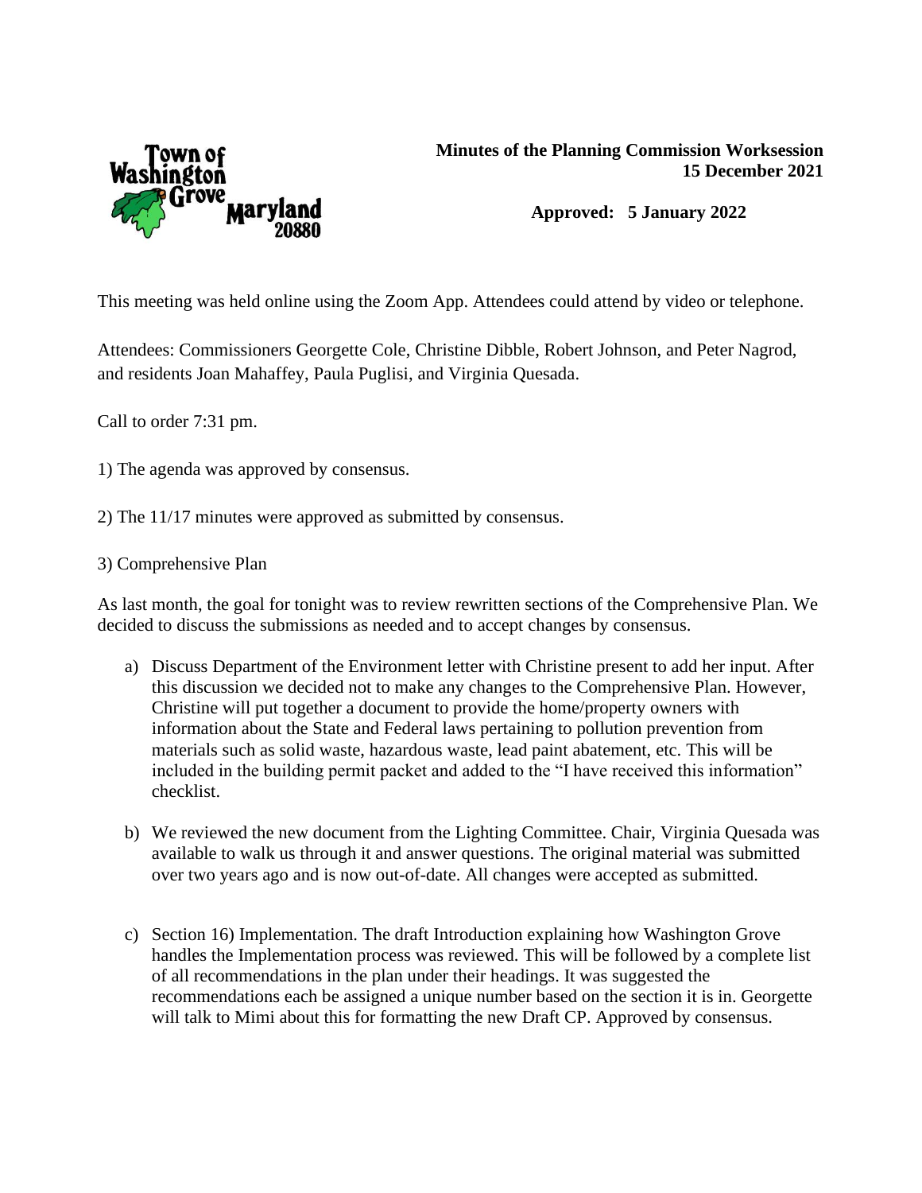Town of Washington Grove Maryland 20880

**Minutes of the Planning Commission Worksession**
**15 December 2021**

**Approved: 5 January 2022**

This meeting was held online using the Zoom App. Attendees could attend by video or telephone.

Attendees: Commissioners Georgette Cole, Christine Dibble, Robert Johnson, and Peter Nagrod, and residents Joan Mahaffey, Paula Puglisi, and Virginia Quesada.

Call to order 7:31 pm.

1) The agenda was approved by consensus.

2) The 11/17 minutes were approved as submitted by consensus.

3) Comprehensive Plan

As last month, the goal for tonight was to review rewritten sections of the Comprehensive Plan. We decided to discuss the submissions as needed and to accept changes by consensus.

a) Discuss Department of the Environment letter with Christine present to add her input. After this discussion we decided not to make any changes to the Comprehensive Plan. However, Christine will put together a document to provide the home/property owners with information about the State and Federal laws pertaining to pollution prevention from materials such as solid waste, hazardous waste, lead paint abatement, etc. This will be included in the building permit packet and added to the "I have received this information" checklist.

b) We reviewed the new document from the Lighting Committee. Chair, Virginia Quesada was available to walk us through it and answer questions. The original material was submitted over two years ago and is now out-of-date. All changes were accepted as submitted.

c) Section 16) Implementation. The draft Introduction explaining how Washington Grove handles the Implementation process was reviewed. This will be followed by a complete list of all recommendations in the plan under their headings. It was suggested the recommendations each be assigned a unique number based on the section it is in. Georgette will talk to Mimi about this for formatting the new Draft CP. Approved by consensus.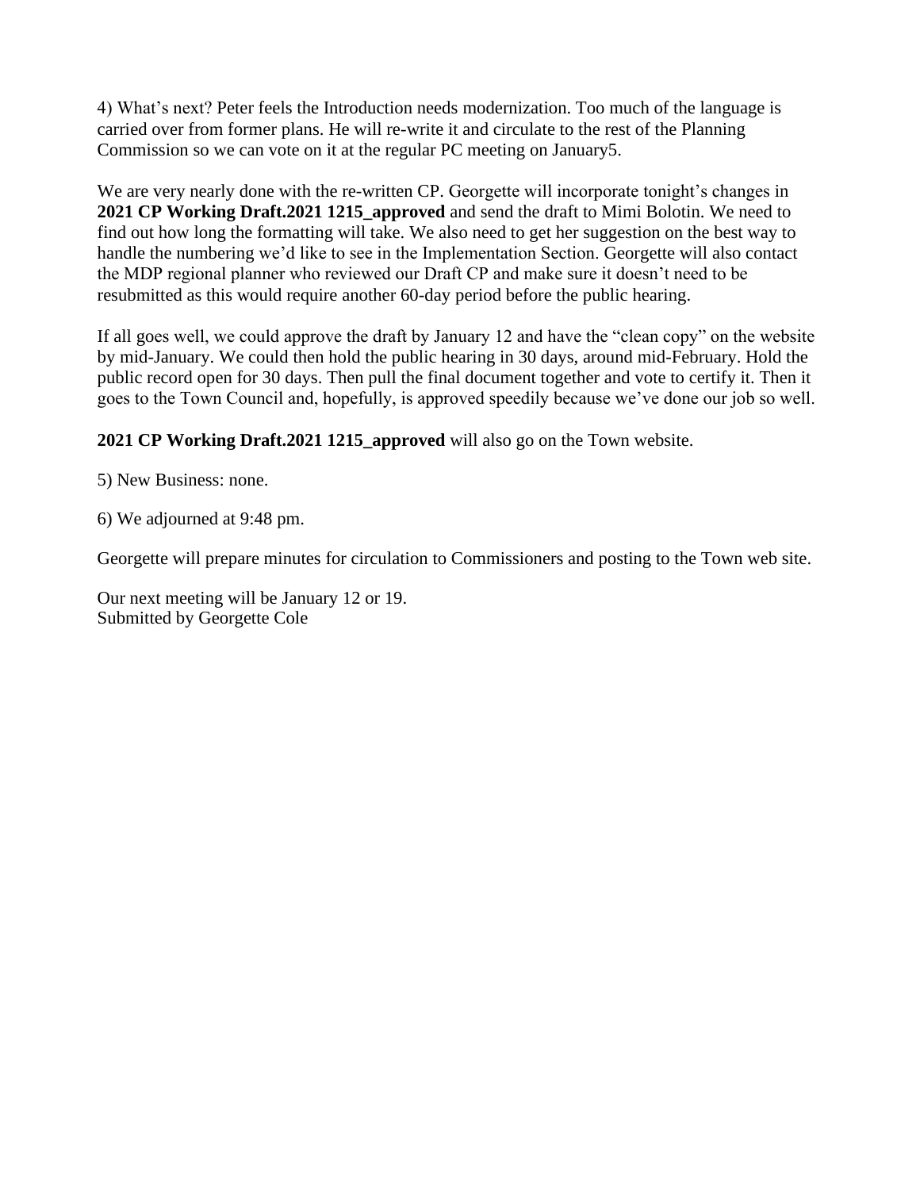4) What's next? Peter feels the Introduction needs modernization. Too much of the language is carried over from former plans. He will re-write it and circulate to the rest of the Planning Commission so we can vote on it at the regular PC meeting on January5.

We are very nearly done with the re-written CP. Georgette will incorporate tonight's changes in **2021 CP Working Draft.2021 1215_approved** and send the draft to Mimi Bolotin. We need to find out how long the formatting will take. We also need to get her suggestion on the best way to handle the numbering we'd like to see in the Implementation Section. Georgette will also contact the MDP regional planner who reviewed our Draft CP and make sure it doesn't need to be resubmitted as this would require another 60-day period before the public hearing.

If all goes well, we could approve the draft by January 12 and have the "clean copy" on the website by mid-January. We could then hold the public hearing in 30 days, around mid-February. Hold the public record open for 30 days. Then pull the final document together and vote to certify it. Then it goes to the Town Council and, hopefully, is approved speedily because we've done our job so well.

**2021 CP Working Draft.2021 1215_approved** will also go on the Town website.

5) New Business: none.

6) We adjourned at 9:48 pm.

Georgette will prepare minutes for circulation to Commissioners and posting to the Town web site.

Our next meeting will be January 12 or 19.
Submitted by Georgette Cole